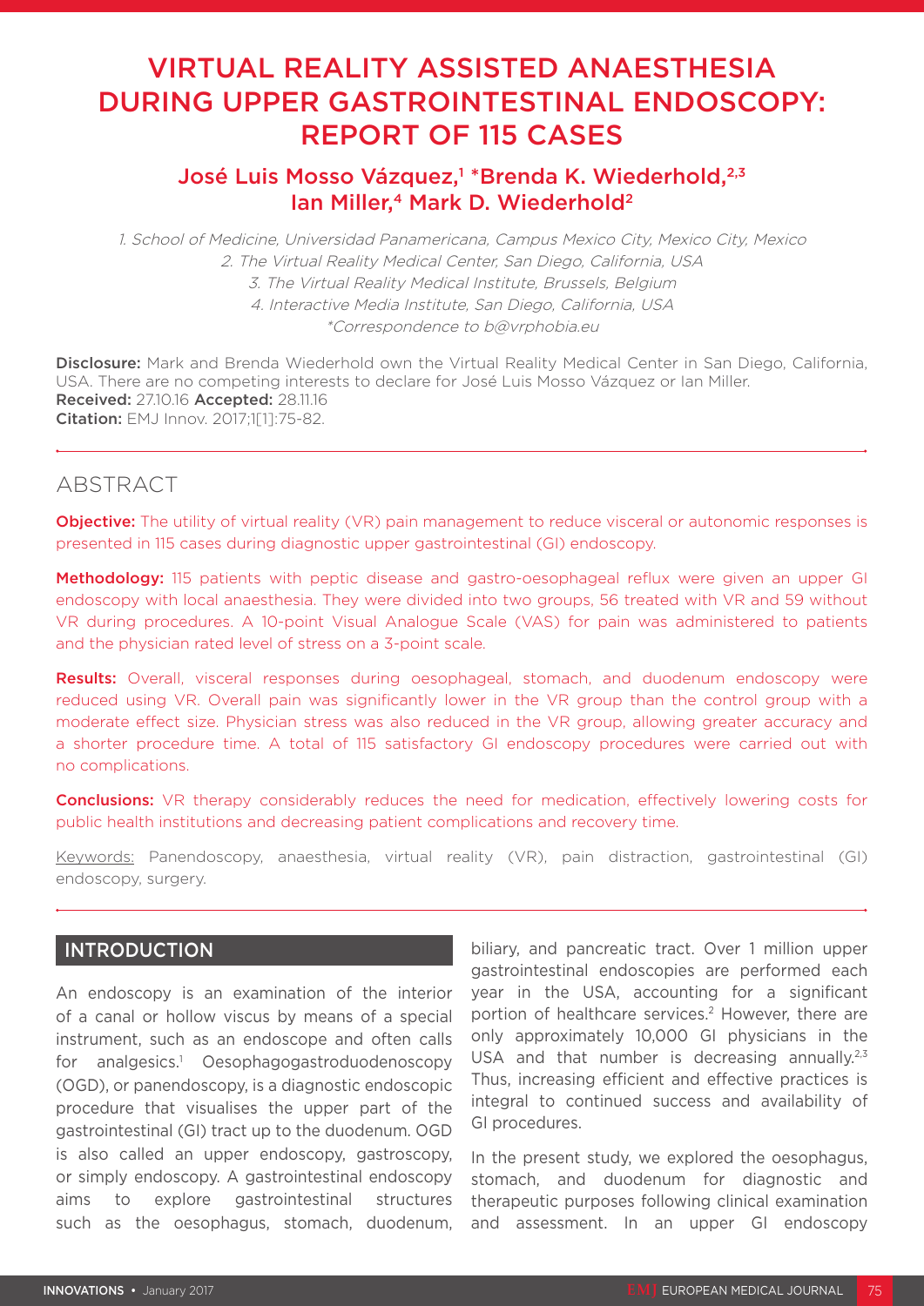# VIRTUAL REALITY ASSISTED ANAESTHESIA DURING UPPER GASTROINTESTINAL ENDOSCOPY: REPORT OF 115 CASES

## José Luis Mosso Vázquez,[1] *Brenda K. Wiederhold,[2,3] Ian Miller,[4] Mark D. Wiederhold[2]

1. *School of Medicine, Universidad Panamericana, Campus Mexico City, Mexico City, Mexico*
2. *The Virtual Reality Medical Center, San Diego, California, USA*
3. *The Virtual Reality Medical Institute, Brussels, Belgium*
4. *Interactive Media Institute, San Diego, California, USA*

*\*Correspondence to b@vrphobia.eu*

**Disclosure:** Mark and Brenda Wiederhold own the Virtual Reality Medical Center in San Diego, California, USA. There are no competing interests to declare for José Luis Mosso Vázquez or Ian Miller.
**Received:** 27.10.16 **Accepted:** 28.11.16
**Citation:** EMJ Innov. 2017;1[1]:75-82.

## ABSTRACT

**Objective:** The utility of virtual reality (VR) pain management to reduce visceral or autonomic responses is presented in 115 cases during diagnostic upper gastrointestinal (GI) endoscopy.

**Methodology:** 115 patients with peptic disease and gastro-oesophageal reflux were given an upper GI endoscopy with local anaesthesia. They were divided into two groups, 56 treated with VR and 59 without VR during procedures. A 10-point Visual Analogue Scale (VAS) for pain was administered to patients and the physician rated level of stress on a 3-point scale.

**Results:** Overall, visceral responses during oesophageal, stomach, and duodenum endoscopy were reduced using VR. Overall pain was significantly lower in the VR group than the control group with a moderate effect size. Physician stress was also reduced in the VR group, allowing greater accuracy and a shorter procedure time. A total of 115 satisfactory GI endoscopy procedures were carried out with no complications.

**Conclusions:** VR therapy considerably reduces the need for medication, effectively lowering costs for public health institutions and decreasing patient complications and recovery time.

Keywords: Panendoscopy, anaesthesia, virtual reality (VR), pain distraction, gastrointestinal (GI) endoscopy, surgery.

## INTRODUCTION

An endoscopy is an examination of the interior of a canal or hollow viscus by means of a special instrument, such as an endoscope and often calls for analgesics.[1] Oesophagogastroduodenoscopy (OGD), or panendoscopy, is a diagnostic endoscopic procedure that visualises the upper part of the gastrointestinal (GI) tract up to the duodenum. OGD is also called an upper endoscopy, gastroscopy, or simply endoscopy. A gastrointestinal endoscopy aims to explore gastrointestinal structures such as the oesophagus, stomach, duodenum, biliary, and pancreatic tract. Over 1 million upper gastrointestinal endoscopies are performed each year in the USA, accounting for a significant portion of healthcare services.[2] However, there are only approximately 10,000 GI physicians in the USA and that number is decreasing annually.[2,3] Thus, increasing efficient and effective practices is integral to continued success and availability of GI procedures.

In the present study, we explored the oesophagus, stomach, and duodenum for diagnostic and therapeutic purposes following clinical examination and assessment. In an upper GI endoscopy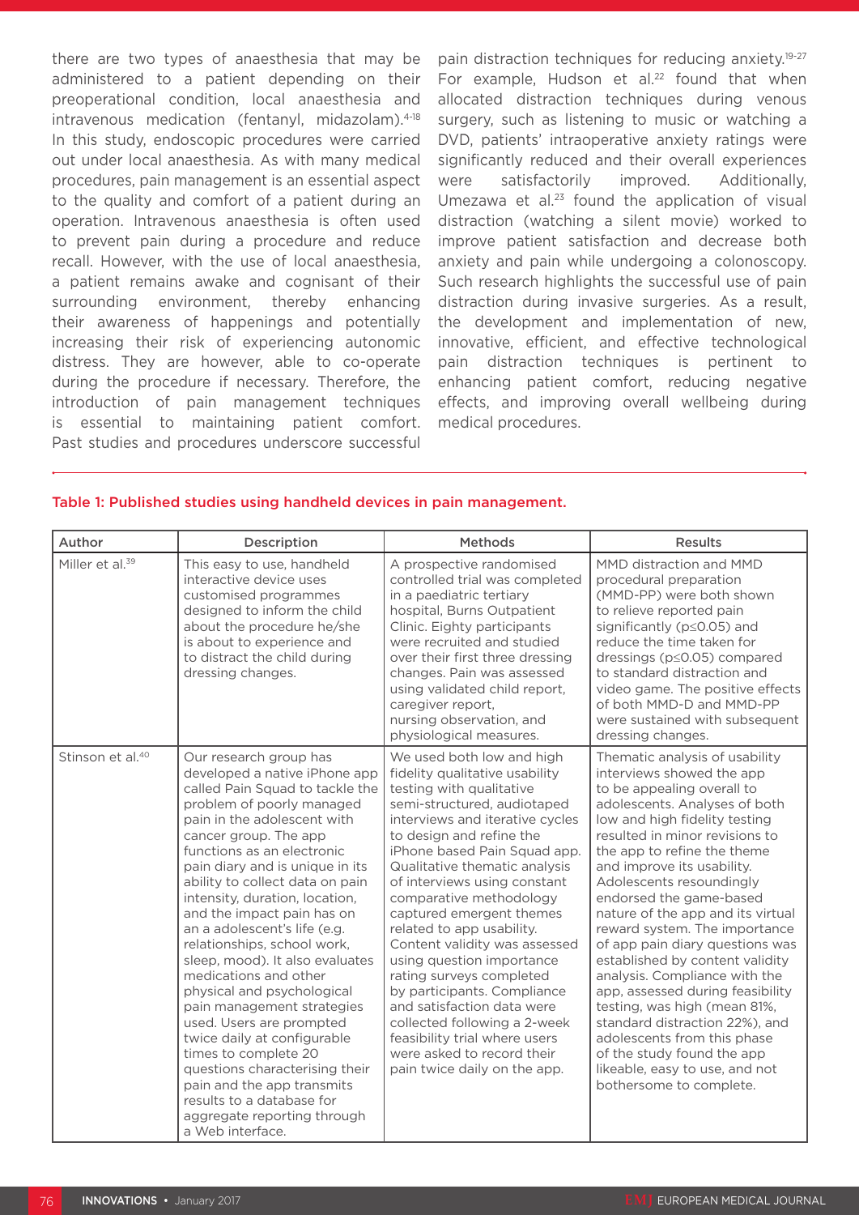there are two types of anaesthesia that may be administered to a patient depending on their preoperational condition, local anaesthesia and intravenous medication (fentanyl, midazolam).[4-18] In this study, endoscopic procedures were carried out under local anaesthesia. As with many medical procedures, pain management is an essential aspect to the quality and comfort of a patient during an operation. Intravenous anaesthesia is often used to prevent pain during a procedure and reduce recall. However, with the use of local anaesthesia, a patient remains awake and cognisant of their surrounding environment, thereby enhancing their awareness of happenings and potentially increasing their risk of experiencing autonomic distress. They are however, able to co-operate during the procedure if necessary. Therefore, the introduction of pain management techniques is essential to maintaining patient comfort. Past studies and procedures underscore successful pain distraction techniques for reducing anxiety.[19-27] For example, Hudson et al.[22] found that when allocated distraction techniques during venous surgery, such as listening to music or watching a DVD, patients' intraoperative anxiety ratings were significantly reduced and their overall experiences were satisfactorily improved. Additionally, Umezawa et al.[23] found the application of visual distraction (watching a silent movie) worked to improve patient satisfaction and decrease both anxiety and pain while undergoing a colonoscopy. Such research highlights the successful use of pain distraction during invasive surgeries. As a result, the development and implementation of new, innovative, efficient, and effective technological pain distraction techniques is pertinent to enhancing patient comfort, reducing negative effects, and improving overall wellbeing during medical procedures.

**Table 1: Published studies using handheld devices in pain management.**

| Author | Description | Methods | Results |
|---|---|---|---|
| Miller et al.[39] | This easy to use, handheld interactive device uses customised programmes designed to inform the child about the procedure he/she is about to experience and to distract the child during dressing changes. | A prospective randomised controlled trial was completed in a paediatric tertiary hospital, Burns Outpatient Clinic. Eighty participants were recruited and studied over their first three dressing changes. Pain was assessed using validated child report, caregiver report, nursing observation, and physiological measures. | MMD distraction and MMD procedural preparation (MMD-PP) were both shown to relieve reported pain significantly ($p \leq 0.05$) and reduce the time taken for dressings ($p \leq 0.05$) compared to standard distraction and video game. The positive effects of both MMD-D and MMD-PP were sustained with subsequent dressing changes. |
| Stinson et al.[40] | Our research group has developed a native iPhone app called Pain Squad to tackle the problem of poorly managed pain in the adolescent with cancer group. The app functions as an electronic pain diary and is unique in its ability to collect data on pain intensity, duration, location, and the impact pain has on an a adolescent's life (e.g. relationships, school work, sleep, mood). It also evaluates medications and other physical and psychological pain management strategies used. Users are prompted twice daily at configurable times to complete 20 questions characterising their pain and the app transmits results to a database for aggregate reporting through a Web interface. | We used both low and high fidelity qualitative usability testing with qualitative semi-structured, audiotaped interviews and iterative cycles to design and refine the iPhone based Pain Squad app. Qualitative thematic analysis of interviews using constant comparative methodology captured emergent themes related to app usability. Content validity was assessed using question importance rating surveys completed by participants. Compliance and satisfaction data were collected following a 2-week feasibility trial where users were asked to record their pain twice daily on the app. | Thematic analysis of usability interviews showed the app to be appealing overall to adolescents. Analyses of both low and high fidelity testing resulted in minor revisions to the app to refine the theme and improve its usability. Adolescents resoundingly endorsed the game-based nature of the app and its virtual reward system. The importance of app pain diary questions was established by content validity analysis. Compliance with the app, assessed during feasibility testing, was high (mean 81%, standard distraction 22%), and adolescents from this phase of the study found the app likeable, easy to use, and not bothersome to complete. |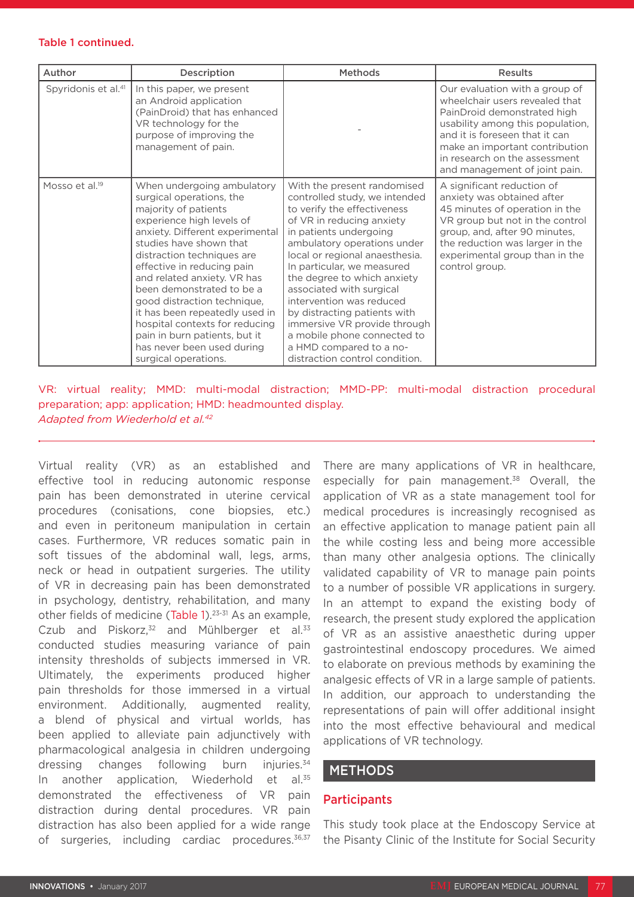**Table 1 continued.**

| Author | Description | Methods | Results |
|---|---|---|---|
| Spyridonis et al.[41] | In this paper, we present an Android application (PainDroid) that has enhanced VR technology for the purpose of improving the management of pain. | - | Our evaluation with a group of wheelchair users revealed that PainDroid demonstrated high usability among this population, and it is foreseen that it can make an important contribution in research on the assessment and management of joint pain. |
| Mosso et al.[19] | When undergoing ambulatory surgical operations, the majority of patients experience high levels of anxiety. Different experimental studies have shown that distraction techniques are effective in reducing pain and related anxiety. VR has been demonstrated to be a good distraction technique, it has been repeatedly used in hospital contexts for reducing pain in burn patients, but it has never been used during surgical operations. | With the present randomised controlled study, we intended to verify the effectiveness of VR in reducing anxiety in patients undergoing ambulatory operations under local or regional anaesthesia. In particular, we measured the degree to which anxiety associated with surgical intervention was reduced by distracting patients with immersive VR provide through a mobile phone connected to a HMD compared to a no-distraction control condition. | A significant reduction of anxiety was obtained after 45 minutes of operation in the VR group but not in the control group, and, after 90 minutes, the reduction was larger in the experimental group than in the control group. |

VR: virtual reality; MMD: multi-modal distraction; MMD-PP: multi-modal distraction procedural preparation; app: application; HMD: headmounted display.
*Adapted from Wiederhold et al.[42]*

Virtual reality (VR) as an established and effective tool in reducing autonomic response pain has been demonstrated in uterine cervical procedures (conisations, cone biopsies, etc.) and even in peritoneum manipulation in certain cases. Furthermore, VR reduces somatic pain in soft tissues of the abdominal wall, legs, arms, neck or head in outpatient surgeries. The utility of VR in decreasing pain has been demonstrated in psychology, dentistry, rehabilitation, and many other fields of medicine (Table 1).[23-31] As an example, Czub and Piskorz,[32] and Mühlberger et al.[33] conducted studies measuring variance of pain intensity thresholds of subjects immersed in VR. Ultimately, the experiments produced higher pain thresholds for those immersed in a virtual environment. Additionally, augmented reality, a blend of physical and virtual worlds, has been applied to alleviate pain adjunctively with pharmacological analgesia in children undergoing dressing changes following burn injuries.[34] In another application, Wiederhold et al.[35] demonstrated the effectiveness of VR pain distraction during dental procedures. VR pain distraction has also been applied for a wide range of surgeries, including cardiac procedures.[36,37] There are many applications of VR in healthcare, especially for pain management.[38] Overall, the application of VR as a state management tool for medical procedures is increasingly recognised as an effective application to manage patient pain all the while costing less and being more accessible than many other analgesia options. The clinically validated capability of VR to manage pain points to a number of possible VR applications in surgery. In an attempt to expand the existing body of research, the present study explored the application of VR as an assistive anaesthetic during upper gastrointestinal endoscopy procedures. We aimed to elaborate on previous methods by examining the analgesic effects of VR in a large sample of patients. In addition, our approach to understanding the representations of pain will offer additional insight into the most effective behavioural and medical applications of VR technology.

## METHODS

### Participants

This study took place at the Endoscopy Service at the Pisanty Clinic of the Institute for Social Security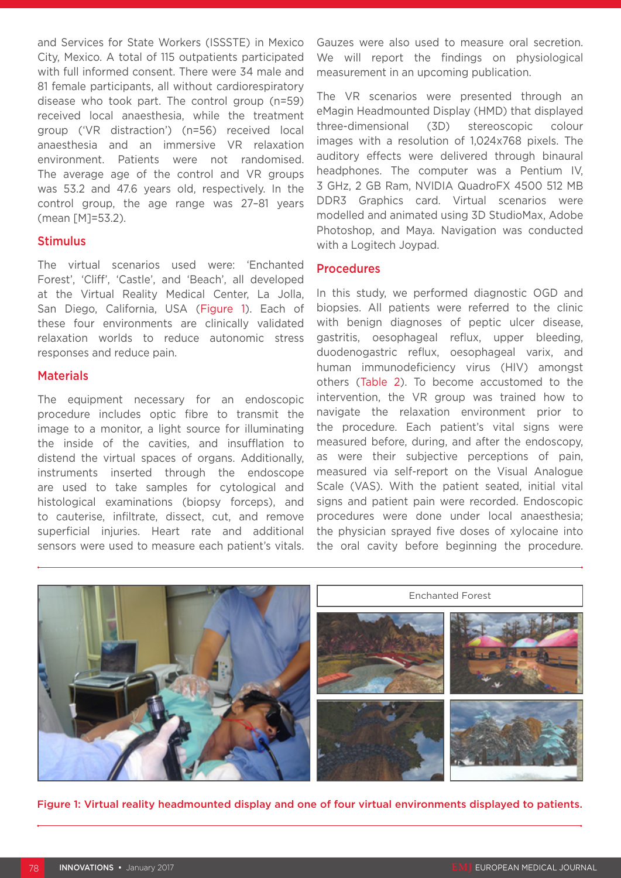and Services for State Workers (ISSSTE) in Mexico City, Mexico. A total of 115 outpatients participated with full informed consent. There were 34 male and 81 female participants, all without cardiorespiratory disease who took part. The control group (n=59) received local anaesthesia, while the treatment group ('VR distraction') (n=56) received local anaesthesia and an immersive VR relaxation environment. Patients were not randomised. The average age of the control and VR groups was 53.2 and 47.6 years old, respectively. In the control group, the age range was 27–81 years (mean [M]=53.2).

## Stimulus

The virtual scenarios used were: 'Enchanted Forest', 'Cliff', 'Castle', and 'Beach', all developed at the Virtual Reality Medical Center, La Jolla, San Diego, California, USA (Figure 1). Each of these four environments are clinically validated relaxation worlds to reduce autonomic stress responses and reduce pain.

## Materials

The equipment necessary for an endoscopic procedure includes optic fibre to transmit the image to a monitor, a light source for illuminating the inside of the cavities, and insufflation to distend the virtual spaces of organs. Additionally, instruments inserted through the endoscope are used to take samples for cytological and histological examinations (biopsy forceps), and to cauterise, infiltrate, dissect, cut, and remove superficial injuries. Heart rate and additional sensors were used to measure each patient's vitals. Gauzes were also used to measure oral secretion. We will report the findings on physiological measurement in an upcoming publication.

The VR scenarios were presented through an eMagin Headmounted Display (HMD) that displayed three-dimensional (3D) stereoscopic colour images with a resolution of 1,024x768 pixels. The auditory effects were delivered through binaural headphones. The computer was a Pentium IV, 3 GHz, 2 GB Ram, NVIDIA QuadroFX 4500 512 MB DDR3 Graphics card. Virtual scenarios were modelled and animated using 3D StudioMax, Adobe Photoshop, and Maya. Navigation was conducted with a Logitech Joypad.

## Procedures

In this study, we performed diagnostic OGD and biopsies. All patients were referred to the clinic with benign diagnoses of peptic ulcer disease, gastritis, oesophageal reflux, upper bleeding, duodenogastric reflux, oesophageal varix, and human immunodeficiency virus (HIV) amongst others (Table 2). To become accustomed to the intervention, the VR group was trained how to navigate the relaxation environment prior to the procedure. Each patient's vital signs were measured before, during, and after the endoscopy, as were their subjective perceptions of pain, measured via self-report on the Visual Analogue Scale (VAS). With the patient seated, initial vital signs and patient pain were recorded. Endoscopic procedures were done under local anaesthesia; the physician sprayed five doses of xylocaine into the oral cavity before beginning the procedure.

Enchanted Forest

**Figure 1: Virtual reality headmounted display and one of four virtual environments displayed to patients.**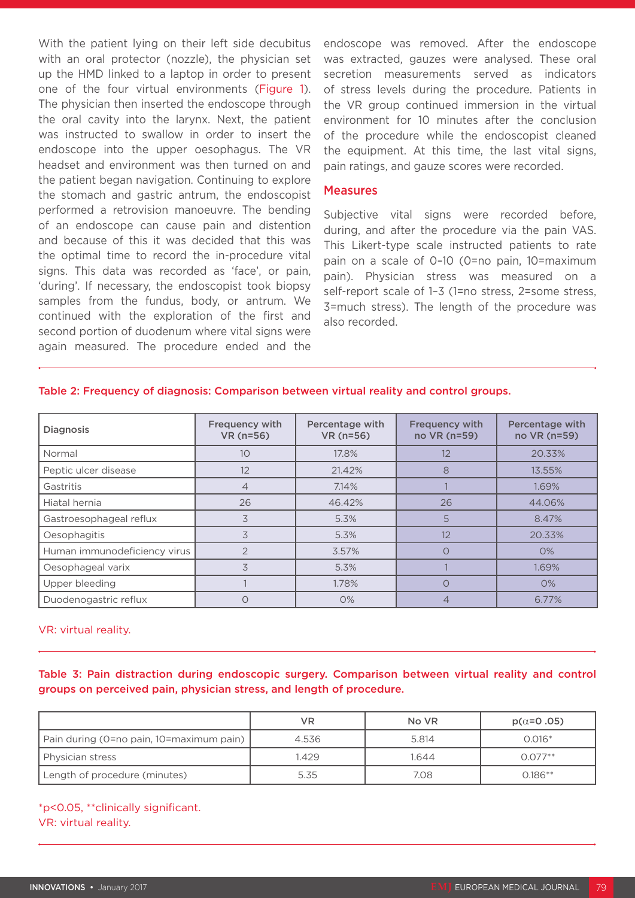With the patient lying on their left side decubitus with an oral protector (nozzle), the physician set up the HMD linked to a laptop in order to present one of the four virtual environments (Figure 1). The physician then inserted the endoscope through the oral cavity into the larynx. Next, the patient was instructed to swallow in order to insert the endoscope into the upper oesophagus. The VR headset and environment was then turned on and the patient began navigation. Continuing to explore the stomach and gastric antrum, the endoscopist performed a retrovision manoeuvre. The bending of an endoscope can cause pain and distention and because of this it was decided that this was the optimal time to record the in-procedure vital signs. This data was recorded as 'face', or pain, 'during'. If necessary, the endoscopist took biopsy samples from the fundus, body, or antrum. We continued with the exploration of the first and second portion of duodenum where vital signs were again measured. The procedure ended and the endoscope was removed. After the endoscope was extracted, gauzes were analysed. These oral secretion measurements served as indicators of stress levels during the procedure. Patients in the VR group continued immersion in the virtual environment for 10 minutes after the conclusion of the procedure while the endoscopist cleaned the equipment. At this time, the last vital signs, pain ratings, and gauze scores were recorded.

## Measures

Subjective vital signs were recorded before, during, and after the procedure via the pain VAS. This Likert-type scale instructed patients to rate pain on a scale of 0–10 (0=no pain, 10=maximum pain). Physician stress was measured on a self-report scale of 1–3 (1=no stress, 2=some stress, 3=much stress). The length of the procedure was also recorded.

**Table 2: Frequency of diagnosis: Comparison between virtual reality and control groups.**

| Diagnosis | Frequency with VR (n=56) | Percentage with VR (n=56) | Frequency with no VR (n=59) | Percentage with no VR (n=59) |
|---|---|---|---|---|
| Normal | 10 | 17.8% | 12 | 20.33% |
| Peptic ulcer disease | 12 | 21.42% | 8 | 13.55% |
| Gastritis | 4 | 7.14% | 1 | 1.69% |
| Hiatal hernia | 26 | 46.42% | 26 | 44.06% |
| Gastroesophageal reflux | 3 | 5.3% | 5 | 8.47% |
| Oesophagitis | 3 | 5.3% | 12 | 20.33% |
| Human immunodeficiency virus | 2 | 3.57% | 0 | 0% |
| Oesophageal varix | 3 | 5.3% | 1 | 1.69% |
| Upper bleeding | 1 | 1.78% | 0 | 0% |
| Duodenogastric reflux | 0 | 0% | 4 | 6.77% |

VR: virtual reality.

**Table 3: Pain distraction during endoscopic surgery. Comparison between virtual reality and control groups on perceived pain, physician stress, and length of procedure.**

| | VR | No VR | p(α=0 .05) |
|---|---|---|---|
| Pain during (0=no pain, 10=maximum pain) | 4.536 | 5.814 | 0.016* |
| Physician stress | 1.429 | 1.644 | 0.077** |
| Length of procedure (minutes) | 5.35 | 7.08 | 0.186** |

*p<0.05, **clinically significant.
VR: virtual reality.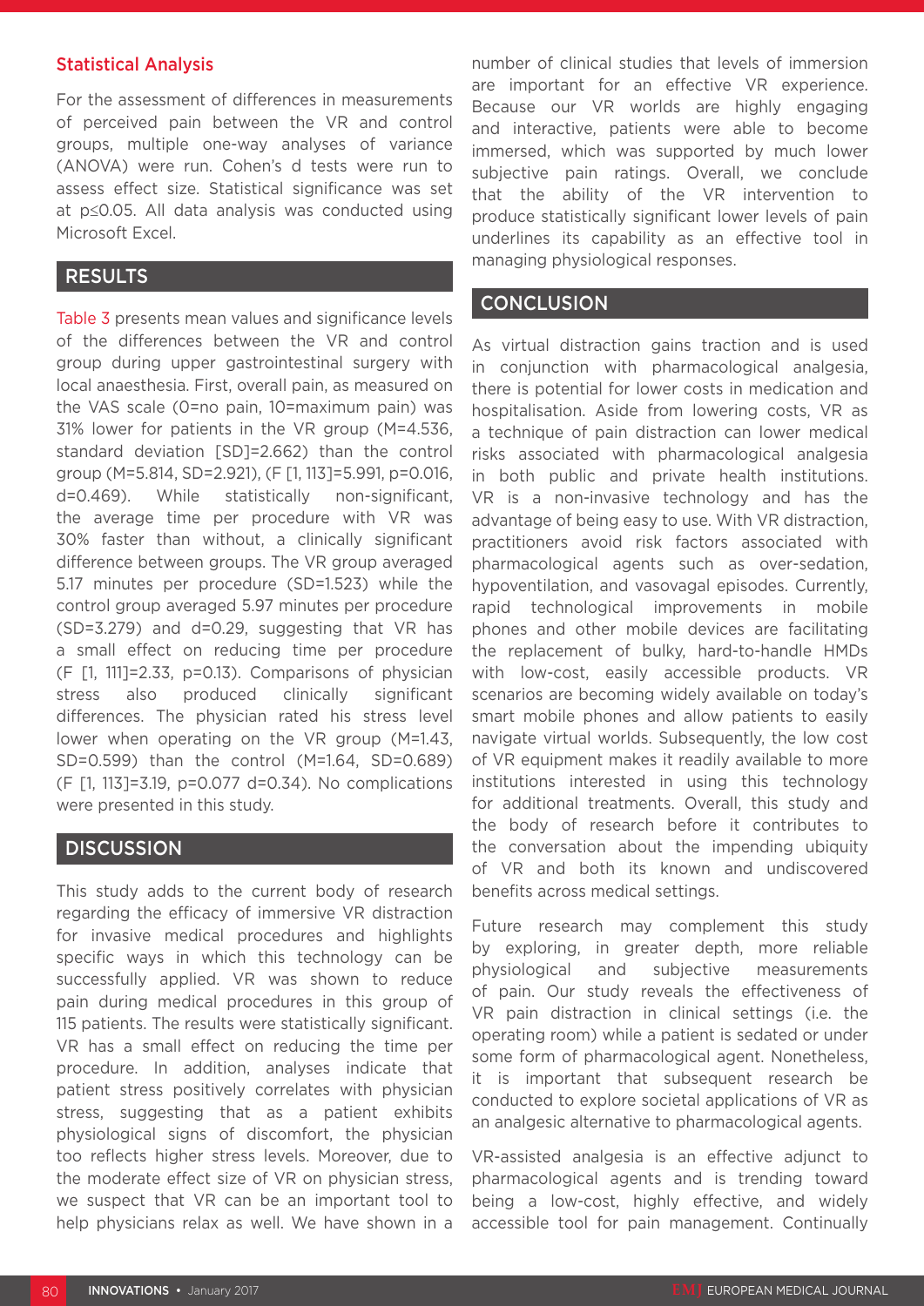### Statistical Analysis

For the assessment of differences in measurements of perceived pain between the VR and control groups, multiple one-way analyses of variance (ANOVA) were run. Cohen's d tests were run to assess effect size. Statistical significance was set at $p \leq 0.05$. All data analysis was conducted using Microsoft Excel.

## RESULTS

Table 3 presents mean values and significance levels of the differences between the VR and control group during upper gastrointestinal surgery with local anaesthesia. First, overall pain, as measured on the VAS scale (0=no pain, 10=maximum pain) was 31% lower for patients in the VR group (M=4.536, standard deviation [SD]=2.662) than the control group (M=5.814, SD=2.921), ($F$ [1, 113]=5.991, $p$=0.016, d=0.469). While statistically non-significant, the average time per procedure with VR was 30% faster than without, a clinically significant difference between groups. The VR group averaged 5.17 minutes per procedure (SD=1.523) while the control group averaged 5.97 minutes per procedure (SD=3.279) and d=0.29, suggesting that VR has a small effect on reducing time per procedure ($F$ [1, 111]=2.33, $p$=0.13). Comparisons of physician stress also produced clinically significant differences. The physician rated his stress level lower when operating on the VR group (M=1.43, SD=0.599) than the control (M=1.64, SD=0.689) ($F$ [1, 113]=3.19, $p$=0.077 d=0.34). No complications were presented in this study.

## DISCUSSION

This study adds to the current body of research regarding the efficacy of immersive VR distraction for invasive medical procedures and highlights specific ways in which this technology can be successfully applied. VR was shown to reduce pain during medical procedures in this group of 115 patients. The results were statistically significant. VR has a small effect on reducing the time per procedure. In addition, analyses indicate that patient stress positively correlates with physician stress, suggesting that as a patient exhibits physiological signs of discomfort, the physician too reflects higher stress levels. Moreover, due to the moderate effect size of VR on physician stress, we suspect that VR can be an important tool to help physicians relax as well. We have shown in a number of clinical studies that levels of immersion are important for an effective VR experience. Because our VR worlds are highly engaging and interactive, patients were able to become immersed, which was supported by much lower subjective pain ratings. Overall, we conclude that the ability of the VR intervention to produce statistically significant lower levels of pain underlines its capability as an effective tool in managing physiological responses.

## CONCLUSION

As virtual distraction gains traction and is used in conjunction with pharmacological analgesia, there is potential for lower costs in medication and hospitalisation. Aside from lowering costs, VR as a technique of pain distraction can lower medical risks associated with pharmacological analgesia in both public and private health institutions. VR is a non-invasive technology and has the advantage of being easy to use. With VR distraction, practitioners avoid risk factors associated with pharmacological agents such as over-sedation, hypoventilation, and vasovagal episodes. Currently, rapid technological improvements in mobile phones and other mobile devices are facilitating the replacement of bulky, hard-to-handle HMDs with low-cost, easily accessible products. VR scenarios are becoming widely available on today's smart mobile phones and allow patients to easily navigate virtual worlds. Subsequently, the low cost of VR equipment makes it readily available to more institutions interested in using this technology for additional treatments. Overall, this study and the body of research before it contributes to the conversation about the impending ubiquity of VR and both its known and undiscovered benefits across medical settings.

Future research may complement this study by exploring, in greater depth, more reliable physiological and subjective measurements of pain. Our study reveals the effectiveness of VR pain distraction in clinical settings (i.e. the operating room) while a patient is sedated or under some form of pharmacological agent. Nonetheless, it is important that subsequent research be conducted to explore societal applications of VR as an analgesic alternative to pharmacological agents.

VR-assisted analgesia is an effective adjunct to pharmacological agents and is trending toward being a low-cost, highly effective, and widely accessible tool for pain management. Continually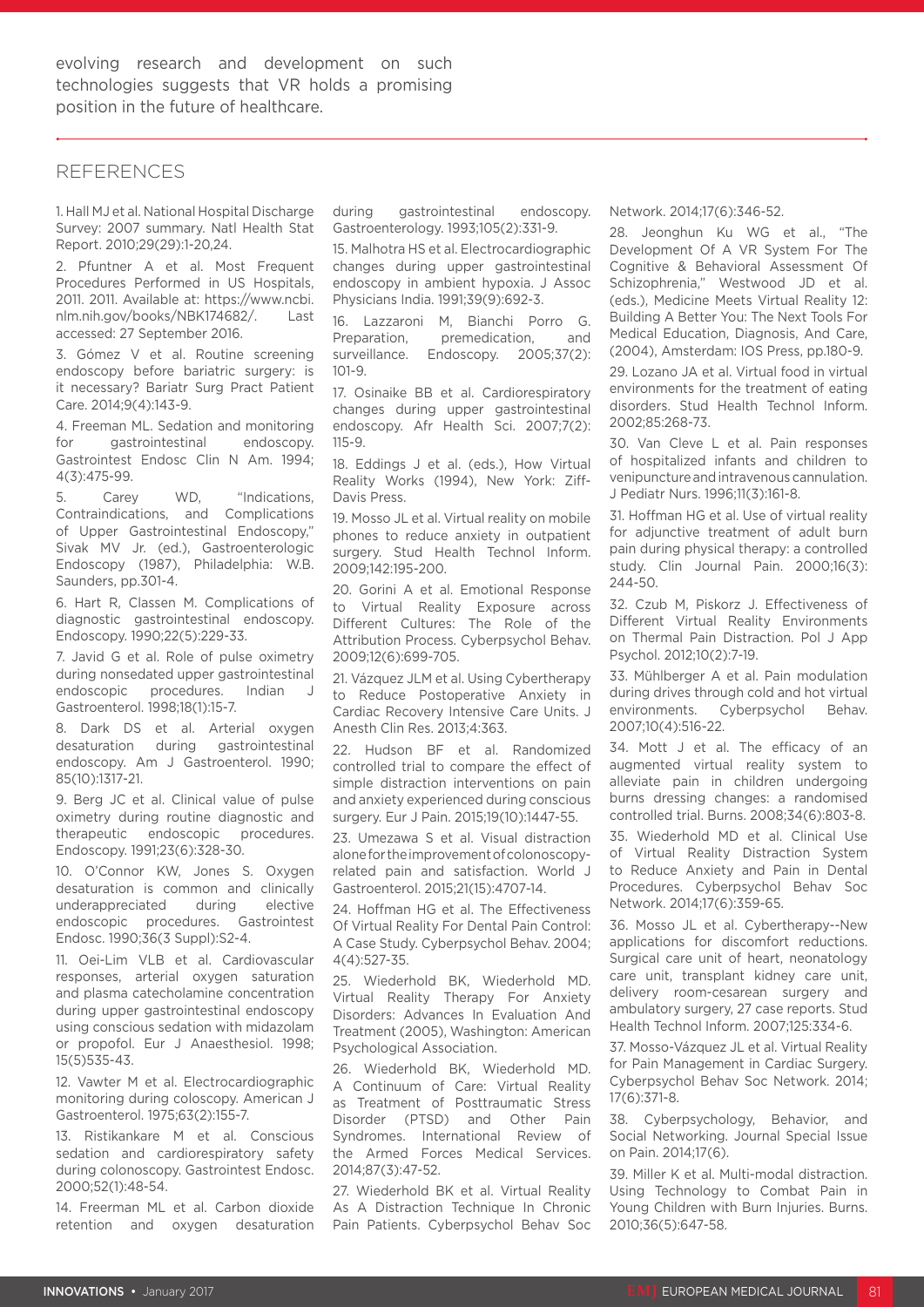evolving research and development on such technologies suggests that VR holds a promising position in the future of healthcare.

## REFERENCES

1. Hall MJ et al. National Hospital Discharge Survey: 2007 summary. Natl Health Stat Report. 2010;29(29):1-20,24.
2. Pfuntner A et al. Most Frequent Procedures Performed in US Hospitals, 2011. 2011. Available at: https://www.ncbi.nlm.nih.gov/books/NBK174682/. Last accessed: 27 September 2016.
3. Gómez V et al. Routine screening endoscopy before bariatric surgery: is it necessary? Bariatr Surg Pract Patient Care. 2014;9(4):143-9.
4. Freeman ML. Sedation and monitoring for gastrointestinal endoscopy. Gastrointest Endosc Clin N Am. 1994; 4(3):475-99.
5. Carey WD, "Indications, Contraindications, and Complications of Upper Gastrointestinal Endoscopy," Sivak MV Jr. (ed.), Gastroenterologic Endoscopy (1987), Philadelphia: W.B. Saunders, pp.301-4.
6. Hart R, Classen M. Complications of diagnostic gastrointestinal endoscopy. Endoscopy. 1990;22(5):229-33.
7. Javid G et al. Role of pulse oximetry during nonsedated upper gastrointestinal endoscopic procedures. Indian J Gastroenterol. 1998;18(1):15-7.
8. Dark DS et al. Arterial oxygen desaturation during gastrointestinal endoscopy. Am J Gastroenterol. 1990; 85(10):1317-21.
9. Berg JC et al. Clinical value of pulse oximetry during routine diagnostic and therapeutic endoscopic procedures. Endoscopy. 1991;23(6):328-30.
10. O'Connor KW, Jones S. Oxygen desaturation is common and clinically underappreciated during elective endoscopic procedures. Gastrointest Endosc. 1990;36(3 Suppl):S2-4.
11. Oei-Lim VLB et al. Cardiovascular responses, arterial oxygen saturation and plasma catecholamine concentration during upper gastrointestinal endoscopy using conscious sedation with midazolam or propofol. Eur J Anaesthesiol. 1998; 15(5)535-43.
12. Vawter M et al. Electrocardiographic monitoring during coloscopy. American J Gastroenterol. 1975;63(2):155-7.
13. Ristikankare M et al. Conscious sedation and cardiorespiratory safety during colonoscopy. Gastrointest Endosc. 2000;52(1):48-54.
14. Freerman ML et al. Carbon dioxide retention and oxygen desaturation during gastrointestinal endoscopy. Gastroenterology. 1993;105(2):331-9.
15. Malhotra HS et al. Electrocardiographic changes during upper gastrointestinal endoscopy in ambient hypoxia. J Assoc Physicians India. 1991;39(9):692-3.
16. Lazzaroni M, Bianchi Porro G. Preparation, premedication, and surveillance. Endoscopy. 2005;37(2): 101-9.
17. Osinaike BB et al. Cardiorespiratory changes during upper gastrointestinal endoscopy. Afr Health Sci. 2007;7(2): 115-9.
18. Eddings J et al. (eds.), How Virtual Reality Works (1994), New York: Ziff-Davis Press.
19. Mosso JL et al. Virtual reality on mobile phones to reduce anxiety in outpatient surgery. Stud Health Technol Inform. 2009;142:195-200.
20. Gorini A et al. Emotional Response to Virtual Reality Exposure across Different Cultures: The Role of the Attribution Process. Cyberpsychol Behav. 2009;12(6):699-705.
21. Vázquez JLM et al. Using Cybertherapy to Reduce Postoperative Anxiety in Cardiac Recovery Intensive Care Units. J Anesth Clin Res. 2013;4:363.
22. Hudson BF et al. Randomized controlled trial to compare the effect of simple distraction interventions on pain and anxiety experienced during conscious surgery. Eur J Pain. 2015;19(10):1447-55.
23. Umezawa S et al. Visual distraction alone for the improvement of colonoscopy-related pain and satisfaction. World J Gastroenterol. 2015;21(15):4707-14.
24. Hoffman HG et al. The Effectiveness Of Virtual Reality For Dental Pain Control: A Case Study. Cyberpsychol Behav. 2004; 4(4):527-35.
25. Wiederhold BK, Wiederhold MD. Virtual Reality Therapy For Anxiety Disorders: Advances In Evaluation And Treatment (2005), Washington: American Psychological Association.
26. Wiederhold BK, Wiederhold MD. A Continuum of Care: Virtual Reality as Treatment of Posttraumatic Stress Disorder (PTSD) and Other Pain Syndromes. International Review of the Armed Forces Medical Services. 2014;87(3):47-52.
27. Wiederhold BK et al. Virtual Reality As A Distraction Technique In Chronic Pain Patients. Cyberpsychol Behav Soc Network. 2014;17(6):346-52.
28. Jeonghun Ku WG et al., "The Development Of A VR System For The Cognitive & Behavioral Assessment Of Schizophrenia," Westwood JD et al. (eds.), Medicine Meets Virtual Reality 12: Building A Better You: The Next Tools For Medical Education, Diagnosis, And Care, (2004), Amsterdam: IOS Press, pp.180-9.
29. Lozano JA et al. Virtual food in virtual environments for the treatment of eating disorders. Stud Health Technol Inform. 2002;85:268-73.
30. Van Cleve L et al. Pain responses of hospitalized infants and children to venipuncture and intravenous cannulation. J Pediatr Nurs. 1996;11(3):161-8.
31. Hoffman HG et al. Use of virtual reality for adjunctive treatment of adult burn pain during physical therapy: a controlled study. Clin Journal Pain. 2000;16(3): 244-50.
32. Czub M, Piskorz J. Effectiveness of Different Virtual Reality Environments on Thermal Pain Distraction. Pol J App Psychol. 2012;10(2):7-19.
33. Mühlberger A et al. Pain modulation during drives through cold and hot virtual environments. Cyberpsychol Behav. 2007;10(4):516-22.
34. Mott J et al. The efficacy of an augmented virtual reality system to alleviate pain in children undergoing burns dressing changes: a randomised controlled trial. Burns. 2008;34(6):803-8.
35. Wiederhold MD et al. Clinical Use of Virtual Reality Distraction System to Reduce Anxiety and Pain in Dental Procedures. Cyberpsychol Behav Soc Network. 2014;17(6):359-65.
36. Mosso JL et al. Cybertherapy--New applications for discomfort reductions. Surgical care unit of heart, neonatology care unit, transplant kidney care unit, delivery room-cesarean surgery and ambulatory surgery, 27 case reports. Stud Health Technol Inform. 2007;125:334-6.
37. Mosso-Vázquez JL et al. Virtual Reality for Pain Management in Cardiac Surgery. Cyberpsychol Behav Soc Network. 2014; 17(6):371-8.
38. Cyberpsychology, Behavior, and Social Networking. Journal Special Issue on Pain. 2014;17(6).
39. Miller K et al. Multi-modal distraction. Using Technology to Combat Pain in Young Children with Burn Injuries. Burns. 2010;36(5):647-58.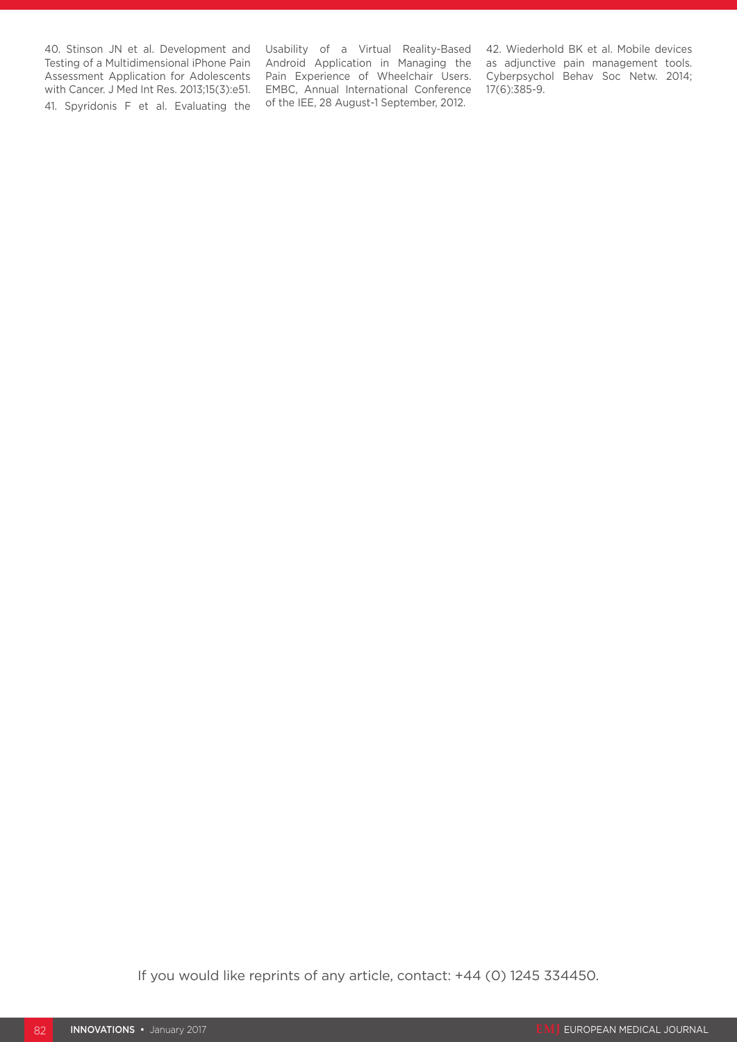40. Stinson JN et al. Development and Testing of a Multidimensional iPhone Pain Assessment Application for Adolescents with Cancer. J Med Int Res. 2013;15(3):e51.

41. Spyridonis F et al. Evaluating the Usability of a Virtual Reality-Based Android Application in Managing the Pain Experience of Wheelchair Users. EMBC, Annual International Conference of the IEE, 28 August-1 September, 2012.

42. Wiederhold BK et al. Mobile devices as adjunctive pain management tools. Cyberpsychol Behav Soc Netw. 2014; 17(6):385-9.

If you would like reprints of any article, contact: +44 (0) 1245 334450.